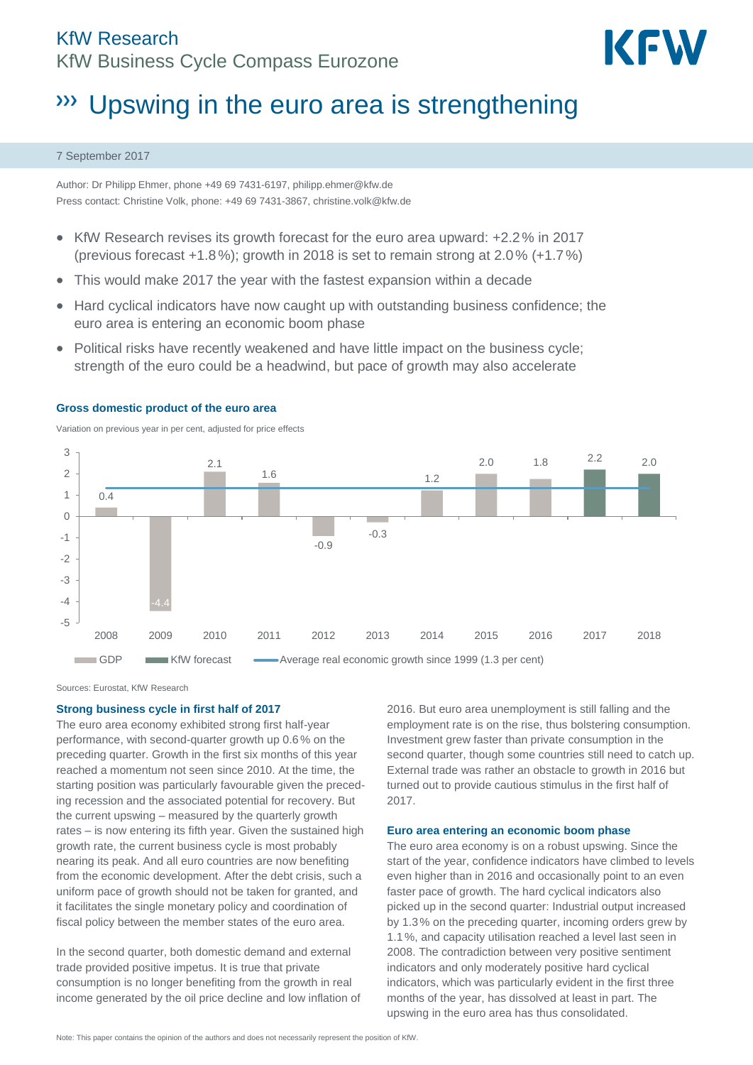KfW Research
KfW Business Cycle Compass Eurozone

# Upswing in the euro area is strengthening

7 September 2017

Author: Dr Philipp Ehmer, phone +49 69 7431-6197, philipp.ehmer@kfw.de
Press contact: Christine Volk, phone: +49 69 7431-3867, christine.volk@kfw.de

- KfW Research revises its growth forecast for the euro area upward: +2.2 % in 2017 (previous forecast +1.8 %); growth in 2018 is set to remain strong at 2.0 % (+1.7 %)
- This would make 2017 the year with the fastest expansion within a decade
- Hard cyclical indicators have now caught up with outstanding business confidence; the euro area is entering an economic boom phase
- Political risks have recently weakened and have little impact on the business cycle; strength of the euro could be a headwind, but pace of growth may also accelerate

**Gross domestic product of the euro area**

Variation on previous year in per cent, adjusted for price effects

| Year | GDP | KfW forecast |
|---|---|---|
| 2008 | 0.4 | |
| 2009 | -4.4 | |
| 2010 | 2.1 | |
| 2011 | 1.6 | |
| 2012 | -0.9 | |
| 2013 | -0.3 | |
| 2014 | 1.2 | |
| 2015 | 2.0 | |
| 2016 | 1.8 | |
| 2017 | | 2.2 |
| 2018 | | 2.0 |

Average real economic growth since 1999 (1.3 per cent)

Sources: Eurostat, KfW Research

## Strong business cycle in first half of 2017

The euro area economy exhibited strong first half-year performance, with second-quarter growth up 0.6 % on the preceding quarter. Growth in the first six months of this year reached a momentum not seen since 2010. At the time, the starting position was particularly favourable given the preceding recession and the associated potential for recovery. But the current upswing – measured by the quarterly growth rates – is now entering its fifth year. Given the sustained high growth rate, the current business cycle is most probably nearing its peak. And all euro countries are now benefiting from the economic development. After the debt crisis, a uniform pace of growth should not be taken for granted, and it facilitates the single monetary policy and coordination of fiscal policy between the member states of the euro area.

In the second quarter, both domestic demand and external trade provided positive impetus. It is true that private consumption is no longer benefiting from the growth in real income generated by the oil price decline and low inflation of 2016. But euro area unemployment is still falling and the employment rate is on the rise, thus bolstering consumption. Investment grew faster than private consumption in the second quarter, though some countries still need to catch up. External trade was rather an obstacle to growth in 2016 but turned out to provide cautious stimulus in the first half of 2017.

## Euro area entering an economic boom phase

The euro area economy is on a robust upswing. Since the start of the year, confidence indicators have climbed to levels even higher than in 2016 and occasionally point to an even faster pace of growth. The hard cyclical indicators also picked up in the second quarter: Industrial output increased by 1.3 % on the preceding quarter, incoming orders grew by 1.1 %, and capacity utilisation reached a level last seen in 2008. The contradiction between very positive sentiment indicators and only moderately positive hard cyclical indicators, which was particularly evident in the first three months of the year, has dissolved at least in part. The upswing in the euro area has thus consolidated.

Note: This paper contains the opinion of the authors and does not necessarily represent the position of KfW.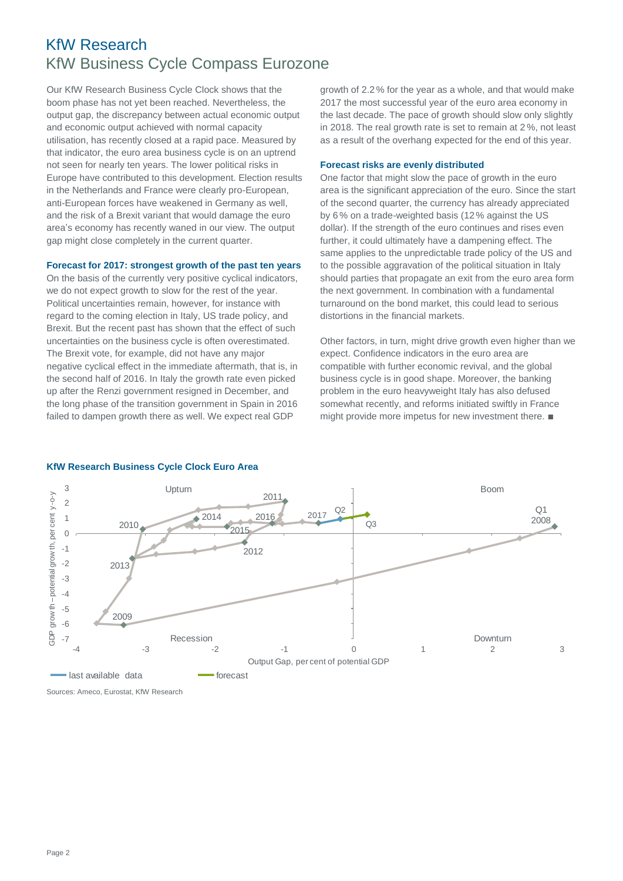# KfW Research
## KfW Business Cycle Compass Eurozone

Our KfW Research Business Cycle Clock shows that the boom phase has not yet been reached. Nevertheless, the output gap, the discrepancy between actual economic output and economic output achieved with normal capacity utilisation, has recently closed at a rapid pace. Measured by that indicator, the euro area business cycle is on an uptrend not seen for nearly ten years. The lower political risks in Europe have contributed to this development. Election results in the Netherlands and France were clearly pro-European, anti-European forces have weakened in Germany as well, and the risk of a Brexit variant that would damage the euro area's economy has recently waned in our view. The output gap might close completely in the current quarter.

### Forecast for 2017: strongest growth of the past ten years

On the basis of the currently very positive cyclical indicators, we do not expect growth to slow for the rest of the year. Political uncertainties remain, however, for instance with regard to the coming election in Italy, US trade policy, and Brexit. But the recent past has shown that the effect of such uncertainties on the business cycle is often overestimated. The Brexit vote, for example, did not have any major negative cyclical effect in the immediate aftermath, that is, in the second half of 2016. In Italy the growth rate even picked up after the Renzi government resigned in December, and the long phase of the transition government in Spain in 2016 failed to dampen growth there as well. We expect real GDP growth of 2.2 % for the year as a whole, and that would make 2017 the most successful year of the euro area economy in the last decade. The pace of growth should slow only slightly in 2018. The real growth rate is set to remain at 2 %, not least as a result of the overhang expected for the end of this year.

### Forecast risks are evenly distributed

One factor that might slow the pace of growth in the euro area is the significant appreciation of the euro. Since the start of the second quarter, the currency has already appreciated by 6 % on a trade-weighted basis (12 % against the US dollar). If the strength of the euro continues and rises even further, it could ultimately have a dampening effect. The same applies to the unpredictable trade policy of the US and to the possible aggravation of the political situation in Italy should parties that propagate an exit from the euro area form the next government. In combination with a fundamental turnaround on the bond market, this could lead to serious distortions in the financial markets.

Other factors, in turn, might drive growth even higher than we expect. Confidence indicators in the euro area are compatible with further economic revival, and the global business cycle is in good shape. Moreover, the banking problem in the euro heavyweight Italy has also defused somewhat recently, and reforms initiated swiftly in France might provide more impetus for new investment there. ■

**KfW Research Business Cycle Clock Euro Area**

Upturn
Boom
Recession
Downturn
2008
Q1
2009
2010
2011
2012
2013
2014
2015
2016
2017
Q2
Q3
GDP growth – potential growth, per cent y-o-y
Output Gap, per cent of potential GDP
last available data
forecast

Sources: Ameco, Eurostat, KfW Research